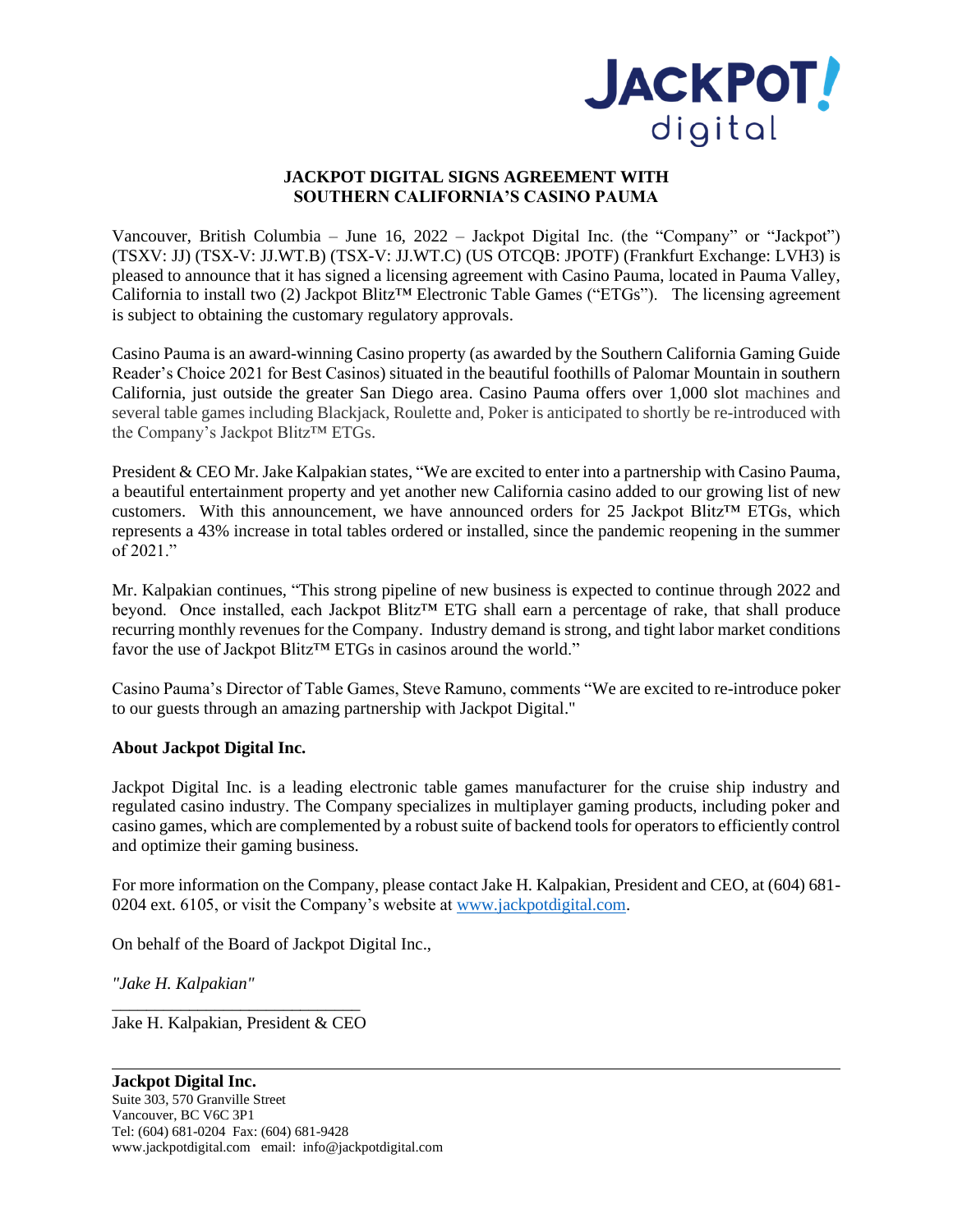# JACKPOT DIGITAL SIGNS AGREEMENT WITH SOUTHERN CALIFORNIA'S CASINO PAUMA

Vancouver, British Columbia – June 16, 2022 – Jackpot Digital Inc. (the "Company" or "Jackpot") (TSXV: JJ) (TSX-V: JJ.WT.B) (TSX-V: JJ.WT.C) (US OTCQB: JPOTF) (Frankfurt Exchange: LVH3) is pleased to announce that it has signed a licensing agreement with Casino Pauma, located in Pauma Valley, California to install two (2) Jackpot Blitz™ Electronic Table Games ("ETGs"). The licensing agreement is subject to obtaining the customary regulatory approvals.

Casino Pauma is an award-winning Casino property (as awarded by the Southern California Gaming Guide Reader's Choice 2021 for Best Casinos) situated in the beautiful foothills of Palomar Mountain in southern California, just outside the greater San Diego area. Casino Pauma offers over 1,000 slot machines and several table games including Blackjack, Roulette and, Poker is anticipated to shortly be re-introduced with the Company's Jackpot Blitz™ ETGs.

President & CEO Mr. Jake Kalpakian states, "We are excited to enter into a partnership with Casino Pauma, a beautiful entertainment property and yet another new California casino added to our growing list of new customers. With this announcement, we have announced orders for 25 Jackpot Blitz™ ETGs, which represents a 43% increase in total tables ordered or installed, since the pandemic reopening in the summer of 2021."

Mr. Kalpakian continues, "This strong pipeline of new business is expected to continue through 2022 and beyond. Once installed, each Jackpot Blitz™ ETG shall earn a percentage of rake, that shall produce recurring monthly revenues for the Company. Industry demand is strong, and tight labor market conditions favor the use of Jackpot Blitz™ ETGs in casinos around the world."

Casino Pauma's Director of Table Games, Steve Ramuno, comments "We are excited to re-introduce poker to our guests through an amazing partnership with Jackpot Digital."

**About Jackpot Digital Inc.**

Jackpot Digital Inc. is a leading electronic table games manufacturer for the cruise ship industry and regulated casino industry. The Company specializes in multiplayer gaming products, including poker and casino games, which are complemented by a robust suite of backend tools for operators to efficiently control and optimize their gaming business.

For more information on the Company, please contact Jake H. Kalpakian, President and CEO, at (604) 681-0204 ext. 6105, or visit the Company's website at www.jackpotdigital.com.

On behalf of the Board of Jackpot Digital Inc.,

*"Jake H. Kalpakian"*

Jake H. Kalpakian, President & CEO

**Jackpot Digital Inc.**
Suite 303, 570 Granville Street
Vancouver, BC V6C 3P1
Tel: (604) 681-0204 Fax: (604) 681-9428
www.jackpotdigital.com email: info@jackpotdigital.com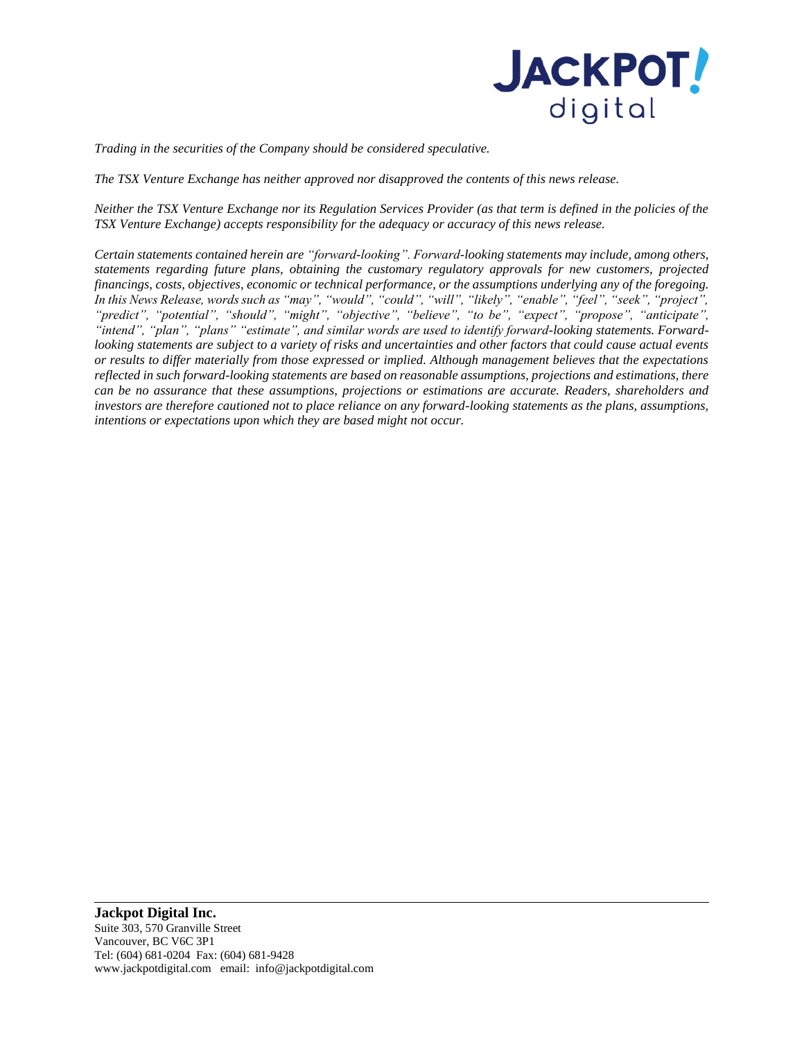*Trading in the securities of the Company should be considered speculative.*

*The TSX Venture Exchange has neither approved nor disapproved the contents of this news release.*

*Neither the TSX Venture Exchange nor its Regulation Services Provider (as that term is defined in the policies of the TSX Venture Exchange) accepts responsibility for the adequacy or accuracy of this news release.*

*Certain statements contained herein are "forward-looking". Forward-looking statements may include, among others, statements regarding future plans, obtaining the customary regulatory approvals for new customers, projected financings, costs, objectives, economic or technical performance, or the assumptions underlying any of the foregoing. In this News Release, words such as "may", "would", "could", "will", "likely", "enable", "feel", "seek", "project", "predict", "potential", "should", "might", "objective", "believe", "to be", "expect", "propose", "anticipate", "intend", "plan", "plans" "estimate", and similar words are used to identify forward-looking statements. Forward-looking statements are subject to a variety of risks and uncertainties and other factors that could cause actual events or results to differ materially from those expressed or implied. Although management believes that the expectations reflected in such forward-looking statements are based on reasonable assumptions, projections and estimations, there can be no assurance that these assumptions, projections or estimations are accurate. Readers, shareholders and investors are therefore cautioned not to place reliance on any forward-looking statements as the plans, assumptions, intentions or expectations upon which they are based might not occur.*

**Jackpot Digital Inc.**
Suite 303, 570 Granville Street
Vancouver, BC V6C 3P1
Tel: (604) 681-0204 Fax: (604) 681-9428
www.jackpotdigital.com email: info@jackpotdigital.com